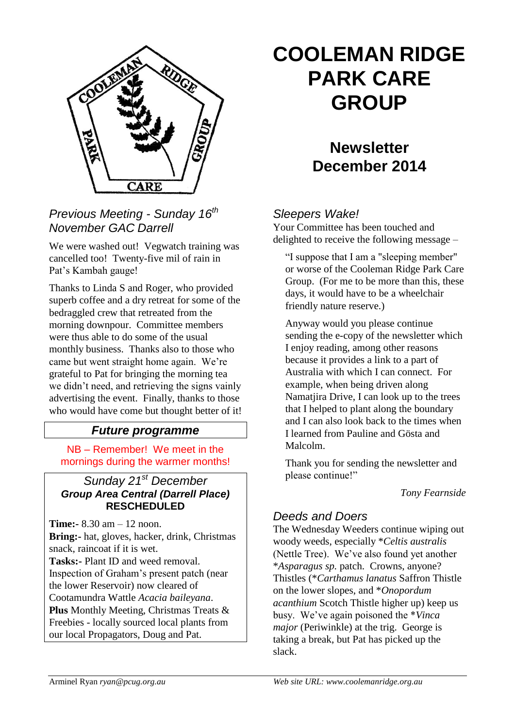# COOLEMAN RIDGE PARK CARE GROUP

## Newsletter December 2014

### *Previous Meeting - Sunday 16th November GAC Darrell*

We were washed out! Vegwatch training was cancelled too! Twenty-five mil of rain in Pat's Kambah gauge!

Thanks to Linda S and Roger, who provided superb coffee and a dry retreat for some of the bedraggled crew that retreated from the morning downpour. Committee members were thus able to do some of the usual monthly business. Thanks also to those who came but went straight home again. We're grateful to Pat for bringing the morning tea we didn't need, and retrieving the signs vainly advertising the event. Finally, thanks to those who would have come but thought better of it!

### *Future programme*

NB – Remember! We meet in the mornings during the warmer months!

*Sunday 21st December*
***Group Area Central (Darrell Place)***
**RESCHEDULED**

**Time:-** 8.30 am – 12 noon.
**Bring:-** hat, gloves, hacker, drink, Christmas snack, raincoat if it is wet.
**Tasks:-** Plant ID and weed removal. Inspection of Graham's present patch (near the lower Reservoir) now cleared of Cootamundra Wattle *Acacia baileyana*.
**Plus** Monthly Meeting, Christmas Treats & Freebies - locally sourced local plants from our local Propagators, Doug and Pat.

### *Sleepers Wake!*

Your Committee has been touched and delighted to receive the following message –

> "I suppose that I am a "sleeping member" or worse of the Cooleman Ridge Park Care Group. (For me to be more than this, these days, it would have to be a wheelchair friendly nature reserve.)
>
> Anyway would you please continue sending the e-copy of the newsletter which I enjoy reading, among other reasons because it provides a link to a part of Australia with which I can connect. For example, when being driven along Namatjira Drive, I can look up to the trees that I helped to plant along the boundary and I can also look back to the times when I learned from Pauline and Gösta and Malcolm.
>
> Thank you for sending the newsletter and please continue!"

*Tony Fearnside*

### *Deeds and Doers*

The Wednesday Weeders continue wiping out woody weeds, especially *Celtis australis* (Nettle Tree). We've also found yet another *Asparagus sp.* patch. Crowns, anyone? Thistles (**Carthamus lanatus* Saffron Thistle on the lower slopes, and **Onopordum acanthium* Scotch Thistle higher up) keep us busy. We've again poisoned the **Vinca major* (Periwinkle) at the trig. George is taking a break, but Pat has picked up the slack.

Arminel Ryan *ryan@pcug.org.au* — *Web site URL: www.coolemanridge.org.au*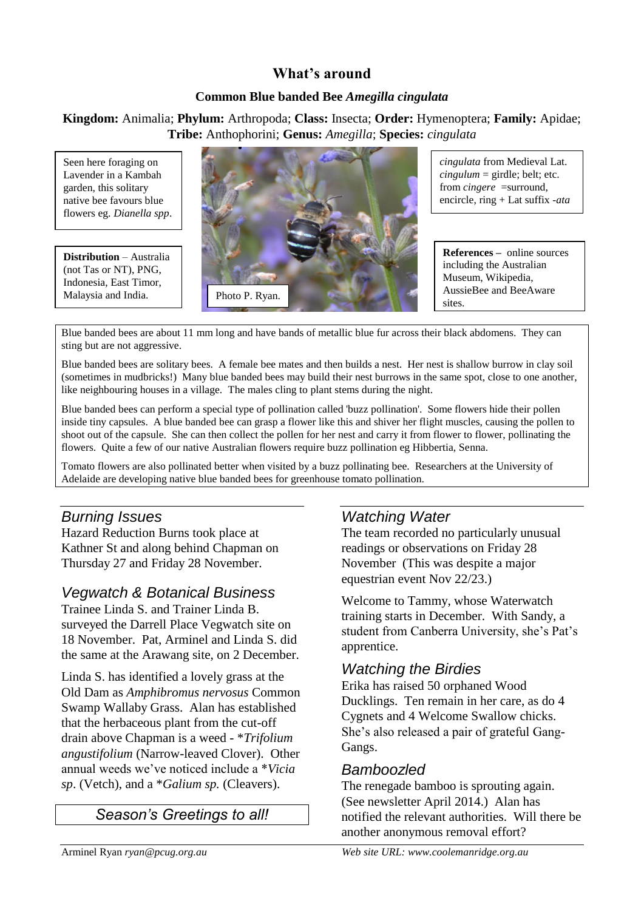## What's around

### Common Blue banded Bee *Amegilla cingulata*

**Kingdom:** Animalia; **Phylum:** Arthropoda; **Class:** Insecta; **Order:** Hymenoptera; **Family:** Apidae; **Tribe:** Anthophorini; **Genus:** *Amegilla*; **Species:** *cingulata*

Seen here foraging on Lavender in a Kambah garden, this solitary native bee favours blue flowers eg. *Dianella spp*.

**Distribution** – Australia (not Tas or NT), PNG, Indonesia, East Timor, Malaysia and India.

Photo P. Ryan.

*cingulata* from Medieval Lat. *cingulum* = girdle; belt; etc. from *cingere* =surround, encircle, ring + Lat suffix *-ata*

**References –** online sources including the Australian Museum, Wikipedia, AussieBee and BeeAware sites.

Blue banded bees are about 11 mm long and have bands of metallic blue fur across their black abdomens. They can sting but are not aggressive.

Blue banded bees are solitary bees. A female bee mates and then builds a nest. Her nest is shallow burrow in clay soil (sometimes in mudbricks!) Many blue banded bees may build their nest burrows in the same spot, close to one another, like neighbouring houses in a village. The males cling to plant stems during the night.

Blue banded bees can perform a special type of pollination called 'buzz pollination'. Some flowers hide their pollen inside tiny capsules. A blue banded bee can grasp a flower like this and shiver her flight muscles, causing the pollen to shoot out of the capsule. She can then collect the pollen for her nest and carry it from flower to flower, pollinating the flowers. Quite a few of our native Australian flowers require buzz pollination eg Hibbertia, Senna.

Tomato flowers are also pollinated better when visited by a buzz pollinating bee. Researchers at the University of Adelaide are developing native blue banded bees for greenhouse tomato pollination.

## *Burning Issues*

Hazard Reduction Burns took place at Kathner St and along behind Chapman on Thursday 27 and Friday 28 November.

## *Vegwatch & Botanical Business*

Trainee Linda S. and Trainer Linda B. surveyed the Darrell Place Vegwatch site on 18 November. Pat, Arminel and Linda S. did the same at the Arawang site, on 2 December.

Linda S. has identified a lovely grass at the Old Dam as *Amphibromus nervosus* Common Swamp Wallaby Grass. Alan has established that the herbaceous plant from the cut-off drain above Chapman is a weed - *\*Trifolium angustifolium* (Narrow-leaved Clover). Other annual weeds we've noticed include a \**Vicia sp*. (Vetch), and a \**Galium sp.* (Cleavers).

*Season's Greetings to all!*

## *Watching Water*

The team recorded no particularly unusual readings or observations on Friday 28 November (This was despite a major equestrian event Nov 22/23.)

Welcome to Tammy, whose Waterwatch training starts in December. With Sandy, a student from Canberra University, she's Pat's apprentice.

## *Watching the Birdies*

Erika has raised 50 orphaned Wood Ducklings. Ten remain in her care, as do 4 Cygnets and 4 Welcome Swallow chicks. She's also released a pair of grateful Gang-Gangs.

## *Bamboozled*

The renegade bamboo is sprouting again. (See newsletter April 2014.) Alan has notified the relevant authorities. Will there be another anonymous removal effort?

Arminel Ryan *ryan@pcug.org.au*

*Web site URL: www.coolemanridge.org.au*